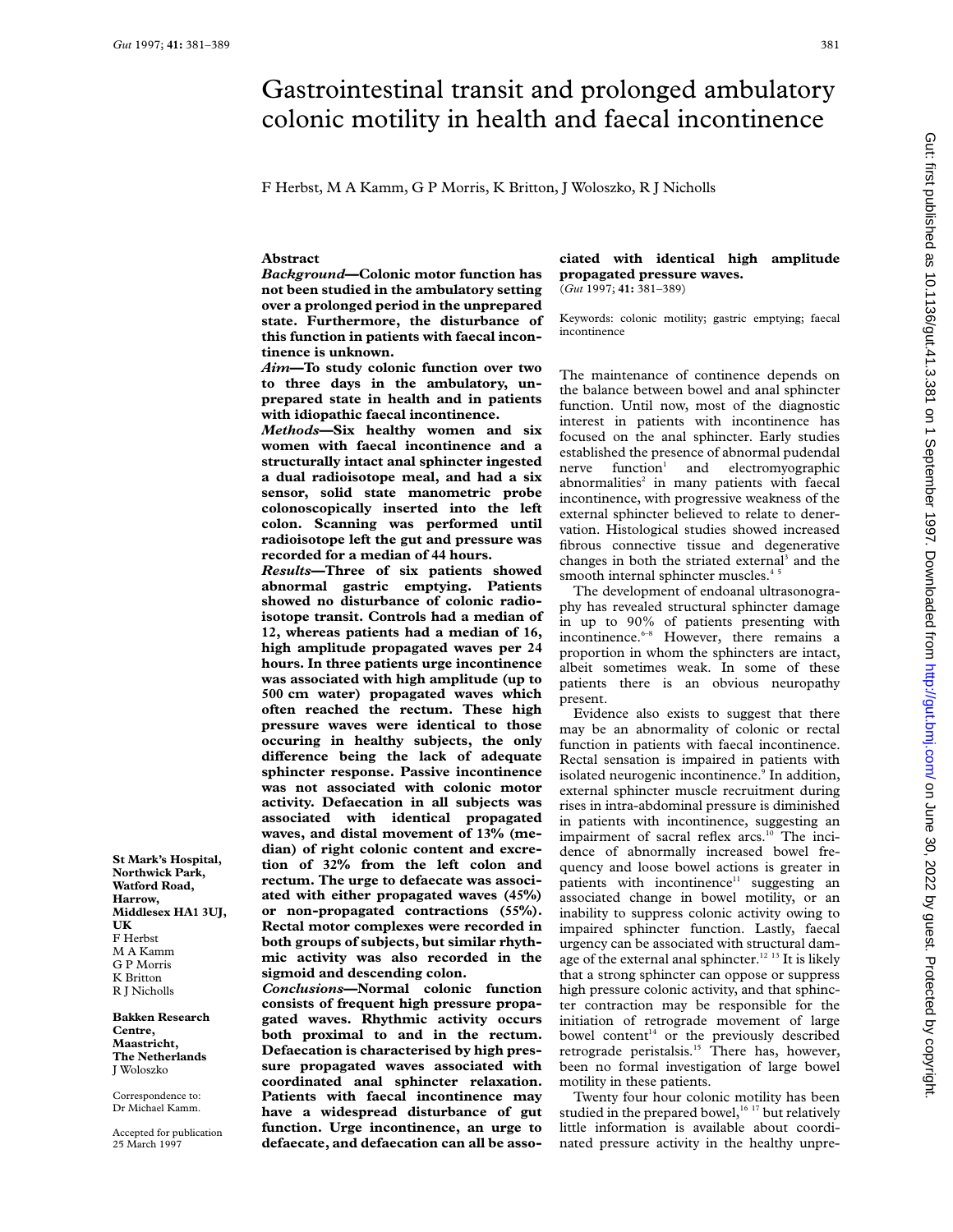# Gastrointestinal transit and prolonged ambulatory colonic motility in health and faecal incontinence

F Herbst, M A Kamm, G P Morris, K Britton, J Woloszko, R J Nicholls

St Mark's Hospital, Northwick Park, Watford Road, Harrow, Middlesex HA1 3UJ, UK
F Herbst
M A Kamm
G P Morris
K Britton
R J Nicholls

Bakken Research Centre, Maastricht, The Netherlands
J Woloszko

Correspondence to: Dr Michael Kamm.

Accepted for publication 25 March 1997

## Abstract

***Background*—Colonic motor function has not been studied in the ambulatory setting over a prolonged period in the unprepared state. Furthermore, the disturbance of this function in patients with faecal incontinence is unknown.**

***Aim*—To study colonic function over two to three days in the ambulatory, unprepared state in health and in patients with idiopathic faecal incontinence.**

***Methods*—Six healthy women and six women with faecal incontinence and a structurally intact anal sphincter ingested a dual radioisotope meal, and had a six sensor, solid state manometric probe colonoscopically inserted into the left colon. Scanning was performed until radioisotope left the gut and pressure was recorded for a median of 44 hours.**

***Results*—Three of six patients showed abnormal gastric emptying. Patients showed no disturbance of colonic radioisotope transit. Controls had a median of 12, whereas patients had a median of 16, high amplitude propagated waves per 24 hours. In three patients urge incontinence was associated with high amplitude (up to 500 cm water) propagated waves which often reached the rectum. These high pressure waves were identical to those occuring in healthy subjects, the only difference being the lack of adequate sphincter response. Passive incontinence was not associated with colonic motor activity. Defaecation in all subjects was associated with identical propagated waves, and distal movement of 13% (median) of right colonic content and excretion of 32% from the left colon and rectum. The urge to defaecate was associated with either propagated waves (45%) or non-propagated contractions (55%). Rectal motor complexes were recorded in both groups of subjects, but similar rhythmic activity was also recorded in the sigmoid and descending colon.**

***Conclusions*—Normal colonic function consists of frequent high pressure propagated waves. Rhythmic activity occurs both proximal to and in the rectum. Defaecation is characterised by high pressure propagated waves associated with coordinated anal sphincter relaxation. Patients with faecal incontinence may have a widespread disturbance of gut function. Urge incontinence, an urge to defaecate, and defaecation can all be associated with identical high amplitude propagated pressure waves.**

(*Gut* 1997; **41:** 381–389)

Keywords: colonic motility; gastric emptying; faecal incontinence

The maintenance of continence depends on the balance between bowel and anal sphincter function. Until now, most of the diagnostic interest in patients with incontinence has focused on the anal sphincter. Early studies established the presence of abnormal pudendal nerve function[1] and electromyographic abnormalities[2] in many patients with faecal incontinence, with progressive weakness of the external sphincter believed to relate to denervation. Histological studies showed increased fibrous connective tissue and degenerative changes in both the striated external[3] and the smooth internal sphincter muscles.[4 5]

The development of endoanal ultrasonography has revealed structural sphincter damage in up to 90% of patients presenting with incontinence.[6–8] However, there remains a proportion in whom the sphincters are intact, albeit sometimes weak. In some of these patients there is an obvious neuropathy present.

Evidence also exists to suggest that there may be an abnormality of colonic or rectal function in patients with faecal incontinence. Rectal sensation is impaired in patients with isolated neurogenic incontinence.[9] In addition, external sphincter muscle recruitment during rises in intra-abdominal pressure is diminished in patients with incontinence, suggesting an impairment of sacral reflex arcs.[10] The incidence of abnormally increased bowel frequency and loose bowel actions is greater in patients with incontinence[11] suggesting an associated change in bowel motility, or an inability to suppress colonic activity owing to impaired sphincter function. Lastly, faecal urgency can be associated with structural damage of the external anal sphincter.[12 13] It is likely that a strong sphincter can oppose or suppress high pressure colonic activity, and that sphincter contraction may be responsible for the initiation of retrograde movement of large bowel content[14] or the previously described retrograde peristalsis.[15] There has, however, been no formal investigation of large bowel motility in these patients.

Twenty four hour colonic motility has been studied in the prepared bowel,[16 17] but relatively little information is available about coordinated pressure activity in the healthy unpre-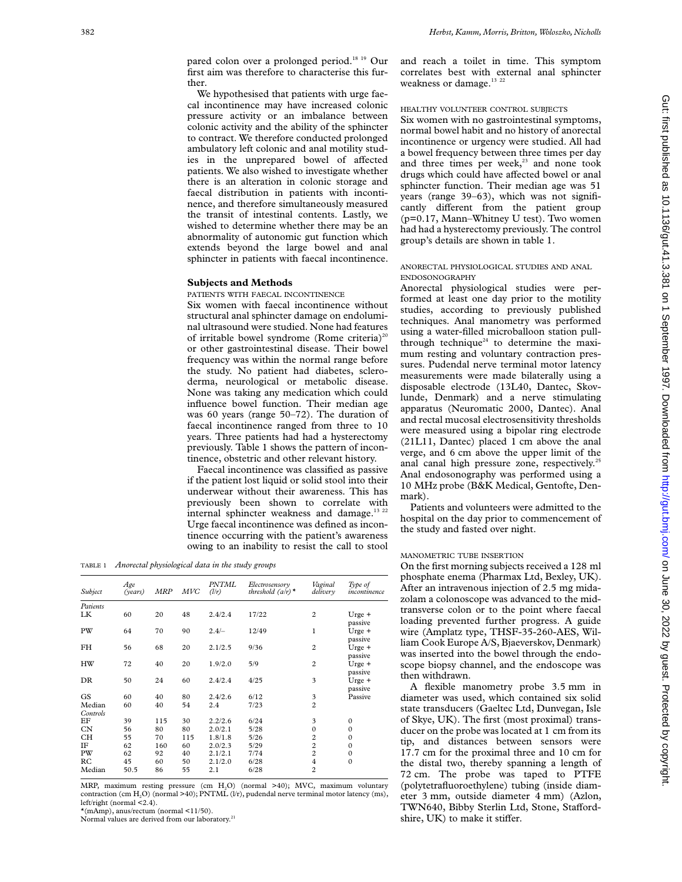pared colon over a prolonged period.[18 19] Our first aim was therefore to characterise this further.

We hypothesised that patients with urge faecal incontinence may have increased colonic pressure activity or an imbalance between colonic activity and the ability of the sphincter to contract. We therefore conducted prolonged ambulatory left colonic and anal motility studies in the unprepared bowel of affected patients. We also wished to investigate whether there is an alteration in colonic storage and faecal distribution in patients with incontinence, and therefore simultaneously measured the transit of intestinal contents. Lastly, we wished to determine whether there may be an abnormality of autonomic gut function which extends beyond the large bowel and anal sphincter in patients with faecal incontinence.

## Subjects and Methods

### PATIENTS WITH FAECAL INCONTINENCE

Six women with faecal incontinence without structural anal sphincter damage on endoluminal ultrasound were studied. None had features of irritable bowel syndrome (Rome criteria)[20] or other gastrointestinal disease. Their bowel frequency was within the normal range before the study. No patient had diabetes, scleroderma, neurological or metabolic disease. None was taking any medication which could influence bowel function. Their median age was 60 years (range 50–72). The duration of faecal incontinence ranged from three to 10 years. Three patients had had a hysterectomy previously. Table 1 shows the pattern of incontinence, obstetric and other relevant history.

Faecal incontinence was classified as passive if the patient lost liquid or solid stool into their underwear without their awareness. This has previously been shown to correlate with internal sphincter weakness and damage.[13 22] Urge faecal incontinence was defined as incontinence occurring with the patient's awareness owing to an inability to resist the call to stool and reach a toilet in time. This symptom correlates best with external anal sphincter weakness or damage.[13 22]

TABLE 1 *Anorectal physiological data in the study groups*

| Subject | Age (years) | MRP | MVC | PNTML (l/r) | Electrosensory threshold (a/r)* | Vaginal delivery | Type of incontinence |
|---|---|---|---|---|---|---|---|
| *Patients* | | | | | | | |
| LK | 60 | 20 | 48 | 2.4/2.4 | 17/22 | 2 | Urge + passive |
| PW | 64 | 70 | 90 | 2.4/– | 12/49 | 1 | Urge + passive |
| FH | 56 | 68 | 20 | 2.1/2.5 | 9/36 | 2 | Urge + passive |
| HW | 72 | 40 | 20 | 1.9/2.0 | 5/9 | 2 | Urge + passive |
| DR | 50 | 24 | 60 | 2.4/2.4 | 4/25 | 3 | Urge + passive |
| GS | 60 | 40 | 80 | 2.4/2.6 | 6/12 | 3 | Passive |
| Median | 60 | 40 | 54 | 2.4 | 7/23 | 2 | |
| *Controls* | | | | | | | |
| EF | 39 | 115 | 30 | 2.2/2.6 | 6/24 | 3 | 0 |
| CN | 56 | 80 | 80 | 2.0/2.1 | 5/28 | 0 | 0 |
| CH | 55 | 70 | 115 | 1.8/1.8 | 5/26 | 2 | 0 |
| IF | 62 | 160 | 60 | 2.0/2.3 | 5/29 | 2 | 0 |
| PW | 62 | 92 | 40 | 2.1/2.1 | 7/74 | 2 | 0 |
| RC | 45 | 60 | 50 | 2.1/2.0 | 6/28 | 4 | 0 |
| Median | 50.5 | 86 | 55 | 2.1 | 6/28 | 2 | |

MRP, maximum resting pressure (cm $H_2O$) (normal >40); MVC, maximum voluntary contraction (cm $H_2O$) (normal >40); PNTML (l/r), pudendal nerve terminal motor latency (ms), left/right (normal <2.4).
*(mAmp), anus/rectum (normal <11/50).
Normal values are derived from our laboratory.[21]

### HEALTHY VOLUNTEER CONTROL SUBJECTS

Six women with no gastrointestinal symptoms, normal bowel habit and no history of anorectal incontinence or urgency were studied. All had a bowel frequency between three times per day and three times per week,[23] and none took drugs which could have affected bowel or anal sphincter function. Their median age was 51 years (range 39–63), which was not significantly different from the patient group ($p=0.17$, Mann–Whitney U test). Two women had had a hysterectomy previously. The control group's details are shown in table 1.

### ANORECTAL PHYSIOLOGICAL STUDIES AND ANAL ENDOSONOGRAPHY

Anorectal physiological studies were performed at least one day prior to the motility studies, according to previously published techniques. Anal manometry was performed using a water-filled microballoon station pull-through technique[24] to determine the maximum resting and voluntary contraction pressures. Pudendal nerve terminal motor latency measurements were made bilaterally using a disposable electrode (13L40, Dantec, Skovlunde, Denmark) and a nerve stimulating apparatus (Neuromatic 2000, Dantec). Anal and rectal mucosal electrosensitivity thresholds were measured using a bipolar ring electrode (21L11, Dantec) placed 1 cm above the anal verge, and 6 cm above the upper limit of the anal canal high pressure zone, respectively.[25] Anal endosonography was performed using a 10 MHz probe (B&K Medical, Gentofte, Denmark).

Patients and volunteers were admitted to the hospital on the day prior to commencement of the study and fasted over night.

### MANOMETRIC TUBE INSERTION

On the first morning subjects received a 128 ml phosphate enema (Pharmax Ltd, Bexley, UK). After an intravenous injection of 2.5 mg midazolam a colonoscope was advanced to the mid-transverse colon or to the point where faecal loading prevented further progress. A guide wire (Amplatz type, THSF-35-260-AES, William Cook Europe A/S, Bjaeverskov, Denmark) was inserted into the bowel through the endoscope biopsy channel, and the endoscope was then withdrawn.

A flexible manometry probe 3.5 mm in diameter was used, which contained six solid state transducers (Gaeltec Ltd, Dunvegan, Isle of Skye, UK). The first (most proximal) transducer on the probe was located at 1 cm from its tip, and distances between sensors were 17.7 cm for the proximal three and 10 cm for the distal two, thereby spanning a length of 72 cm. The probe was taped to PTFE (polytetrafluoroethylene) tubing (inside diameter 3 mm, outside diameter 4 mm) (Azlon, TWN640, Bibby Sterlin Ltd, Stone, Staffordshire, UK) to make it stiffer.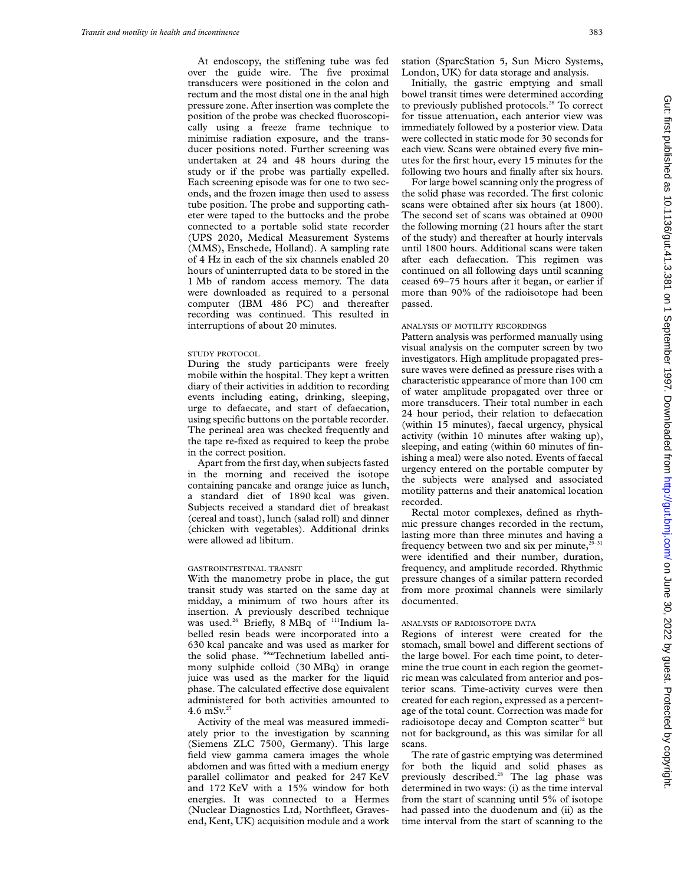At endoscopy, the stiffening tube was fed over the guide wire. The five proximal transducers were positioned in the colon and rectum and the most distal one in the anal high pressure zone. After insertion was complete the position of the probe was checked fluoroscopically using a freeze frame technique to minimise radiation exposure, and the transducer positions noted. Further screening was undertaken at 24 and 48 hours during the study or if the probe was partially expelled. Each screening episode was for one to two seconds, and the frozen image then used to assess tube position. The probe and supporting catheter were taped to the buttocks and the probe connected to a portable solid state recorder (UPS 2020, Medical Measurement Systems (MMS), Enschede, Holland). A sampling rate of 4 Hz in each of the six channels enabled 20 hours of uninterrupted data to be stored in the 1 Mb of random access memory. The data were downloaded as required to a personal computer (IBM 486 PC) and thereafter recording was continued. This resulted in interruptions of about 20 minutes.

### STUDY PROTOCOL

During the study participants were freely mobile within the hospital. They kept a written diary of their activities in addition to recording events including eating, drinking, sleeping, urge to defaecate, and start of defaecation, using specific buttons on the portable recorder. The perineal area was checked frequently and the tape re-fixed as required to keep the probe in the correct position.

Apart from the first day, when subjects fasted in the morning and received the isotope containing pancake and orange juice as lunch, a standard diet of 1890 kcal was given. Subjects received a standard diet of breakast (cereal and toast), lunch (salad roll) and dinner (chicken with vegetables). Additional drinks were allowed ad libitum.

### GASTROINTESTINAL TRANSIT

With the manometry probe in place, the gut transit study was started on the same day at midday, a minimum of two hours after its insertion. A previously described technique was used.[26] Briefly, 8 MBq of $^{111}$Indium labelled resin beads were incorporated into a 630 kcal pancake and was used as marker for the solid phase. $^{99m}$Technetium labelled antimony sulphide colloid (30 MBq) in orange juice was used as the marker for the liquid phase. The calculated effective dose equivalent administered for both activities amounted to 4.6 mSv.[27]

Activity of the meal was measured immediately prior to the investigation by scanning (Siemens ZLC 7500, Germany). This large field view gamma camera images the whole abdomen and was fitted with a medium energy parallel collimator and peaked for 247 KeV and 172 KeV with a 15% window for both energies. It was connected to a Hermes (Nuclear Diagnostics Ltd, Northfleet, Gravesend, Kent, UK) acquisition module and a work station (SparcStation 5, Sun Micro Systems, London, UK) for data storage and analysis.

Initially, the gastric emptying and small bowel transit times were determined according to previously published protocols.[28] To correct for tissue attenuation, each anterior view was immediately followed by a posterior view. Data were collected in static mode for 30 seconds for each view. Scans were obtained every five minutes for the first hour, every 15 minutes for the following two hours and finally after six hours.

For large bowel scanning only the progress of the solid phase was recorded. The first colonic scans were obtained after six hours (at 1800). The second set of scans was obtained at 0900 the following morning (21 hours after the start of the study) and thereafter at hourly intervals until 1800 hours. Additional scans were taken after each defaecation. This regimen was continued on all following days until scanning ceased 69–75 hours after it began, or earlier if more than 90% of the radioisotope had been passed.

### ANALYSIS OF MOTILITY RECORDINGS

Pattern analysis was performed manually using visual analysis on the computer screen by two investigators. High amplitude propagated pressure waves were defined as pressure rises with a characteristic appearance of more than 100 cm of water amplitude propagated over three or more transducers. Their total number in each 24 hour period, their relation to defaecation (within 15 minutes), faecal urgency, physical activity (within 10 minutes after waking up), sleeping, and eating (within 60 minutes of finishing a meal) were also noted. Events of faecal urgency entered on the portable computer by the subjects were analysed and associated motility patterns and their anatomical location recorded.

Rectal motor complexes, defined as rhythmic pressure changes recorded in the rectum, lasting more than three minutes and having a frequency between two and six per minute,[29–31] were identified and their number, duration, frequency, and amplitude recorded. Rhythmic pressure changes of a similar pattern recorded from more proximal channels were similarly documented.

### ANALYSIS OF RADIOISOTOPE DATA

Regions of interest were created for the stomach, small bowel and different sections of the large bowel. For each time point, to determine the true count in each region the geometric mean was calculated from anterior and posterior scans. Time-activity curves were then created for each region, expressed as a percentage of the total count. Correction was made for radioisotope decay and Compton scatter[32] but not for background, as this was similar for all scans.

The rate of gastric emptying was determined for both the liquid and solid phases as previously described.[28] The lag phase was determined in two ways: (i) as the time interval from the start of scanning until 5% of isotope had passed into the duodenum and (ii) as the time interval from the start of scanning to the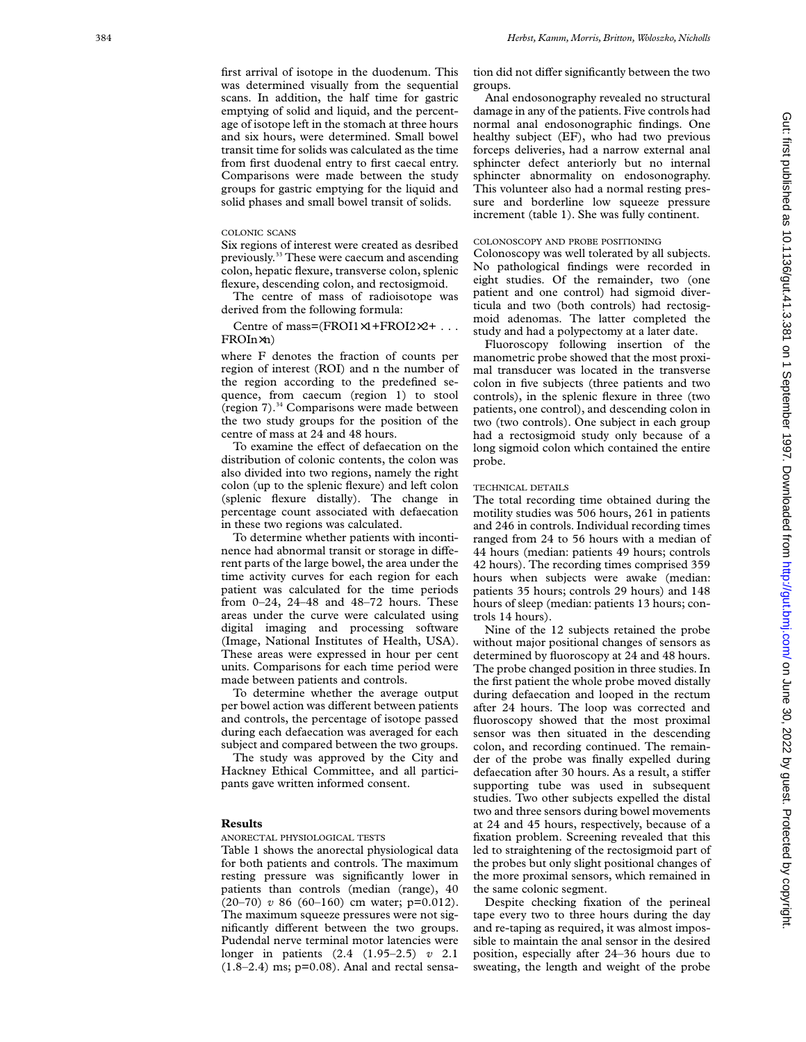first arrival of isotope in the duodenum. This was determined visually from the sequential scans. In addition, the half time for gastric emptying of solid and liquid, and the percentage of isotope left in the stomach at three hours and six hours, were determined. Small bowel transit time for solids was calculated as the time from first duodenal entry to first caecal entry. Comparisons were made between the study groups for gastric emptying for the liquid and solid phases and small bowel transit of solids.

### COLONIC SCANS

Six regions of interest were created as desribed previously.[33] These were caecum and ascending colon, hepatic flexure, transverse colon, splenic flexure, descending colon, and rectosigmoid.

The centre of mass of radioisotope was derived from the following formula:

$$\text{Centre of mass}=(\text{FROI1}\times 1+\text{FROI2}\times 2+\ldots\text{FROIn}\times n)$$

where F denotes the fraction of counts per region of interest (ROI) and n the number of the region according to the predefined sequence, from caecum (region 1) to stool (region 7).[34] Comparisons were made between the two study groups for the position of the centre of mass at 24 and 48 hours.

To examine the effect of defaecation on the distribution of colonic contents, the colon was also divided into two regions, namely the right colon (up to the splenic flexure) and left colon (splenic flexure distally). The change in percentage count associated with defaecation in these two regions was calculated.

To determine whether patients with incontinence had abnormal transit or storage in different parts of the large bowel, the area under the time activity curves for each region for each patient was calculated for the time periods from 0–24, 24–48 and 48–72 hours. These areas under the curve were calculated using digital imaging and processing software (Image, National Institutes of Health, USA). These areas were expressed in hour per cent units. Comparisons for each time period were made between patients and controls.

To determine whether the average output per bowel action was different between patients and controls, the percentage of isotope passed during each defaecation was averaged for each subject and compared between the two groups.

The study was approved by the City and Hackney Ethical Committee, and all participants gave written informed consent.

## Results

### ANORECTAL PHYSIOLOGICAL TESTS

Table 1 shows the anorectal physiological data for both patients and controls. The maximum resting pressure was significantly lower in patients than controls (median (range), 40 (20–70) *v* 86 (60–160) cm water; p=0.012). The maximum squeeze pressures were not significantly different between the two groups. Pudendal nerve terminal motor latencies were longer in patients (2.4 (1.95–2.5) *v* 2.1 (1.8–2.4) ms; p=0.08). Anal and rectal sensation did not differ significantly between the two groups.

Anal endosonography revealed no structural damage in any of the patients. Five controls had normal anal endosonographic findings. One healthy subject (EF), who had two previous forceps deliveries, had a narrow external anal sphincter defect anteriorly but no internal sphincter abnormality on endosonography. This volunteer also had a normal resting pressure and borderline low squeeze pressure increment (table 1). She was fully continent.

### COLONOSCOPY AND PROBE POSITIONING

Colonoscopy was well tolerated by all subjects. No pathological findings were recorded in eight studies. Of the remainder, two (one patient and one control) had sigmoid diverticula and two (both controls) had rectosigmoid adenomas. The latter completed the study and had a polypectomy at a later date.

Fluoroscopy following insertion of the manometric probe showed that the most proximal transducer was located in the transverse colon in five subjects (three patients and two controls), in the splenic flexure in three (two patients, one control), and descending colon in two (two controls). One subject in each group had a rectosigmoid study only because of a long sigmoid colon which contained the entire probe.

### TECHNICAL DETAILS

The total recording time obtained during the motility studies was 506 hours, 261 in patients and 246 in controls. Individual recording times ranged from 24 to 56 hours with a median of 44 hours (median: patients 49 hours; controls 42 hours). The recording times comprised 359 hours when subjects were awake (median: patients 35 hours; controls 29 hours) and 148 hours of sleep (median: patients 13 hours; controls 14 hours).

Nine of the 12 subjects retained the probe without major positional changes of sensors as determined by fluoroscopy at 24 and 48 hours. The probe changed position in three studies. In the first patient the whole probe moved distally during defaecation and looped in the rectum after 24 hours. The loop was corrected and fluoroscopy showed that the most proximal sensor was then situated in the descending colon, and recording continued. The remainder of the probe was finally expelled during defaecation after 30 hours. As a result, a stiffer supporting tube was used in subsequent studies. Two other subjects expelled the distal two and three sensors during bowel movements at 24 and 45 hours, respectively, because of a fixation problem. Screening revealed that this led to straightening of the rectosigmoid part of the probes but only slight positional changes of the more proximal sensors, which remained in the same colonic segment.

Despite checking fixation of the perineal tape every two to three hours during the day and re-taping as required, it was almost impossible to maintain the anal sensor in the desired position, especially after 24–36 hours due to sweating, the length and weight of the probe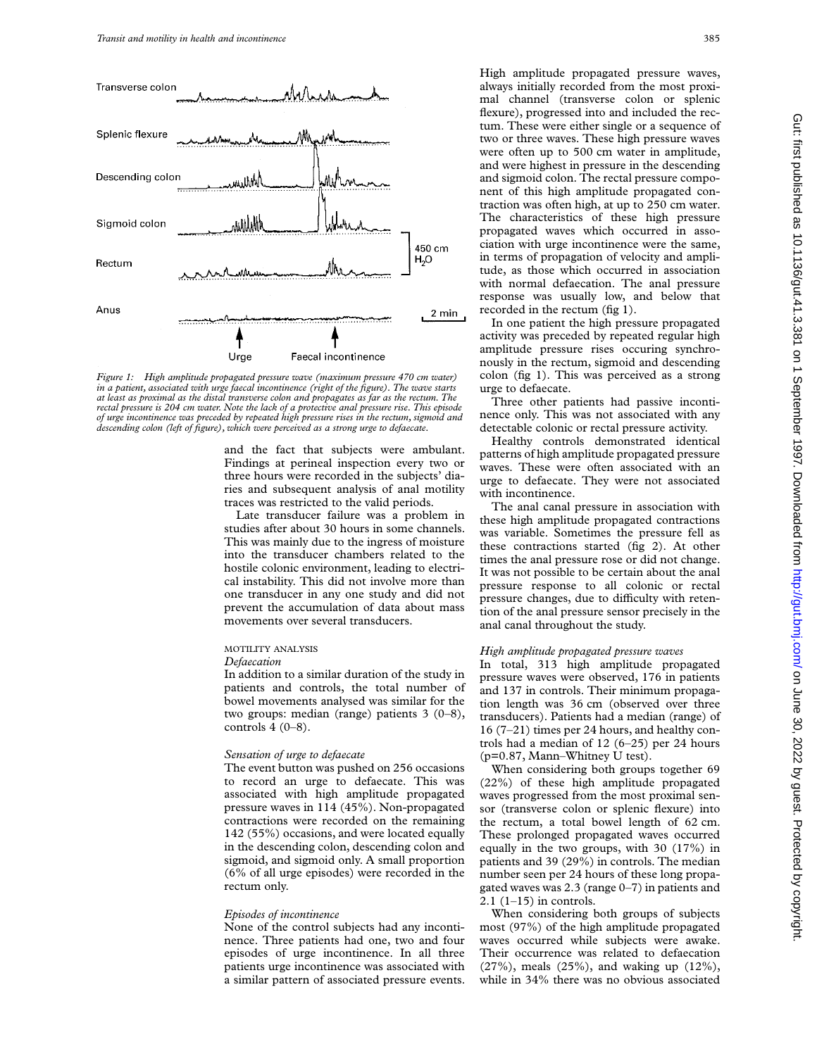Figure 1: High amplitude propagated pressure wave (maximum pressure 470 cm water) in a patient, associated with urge faecal incontinence (right of the figure). The wave starts at least as proximal as the distal transverse colon and propagates as far as the rectum. The rectal pressure is 204 cm water. Note the lack of a protective anal pressure rise. This episode of urge incontinence was preceded by repeated high pressure rises in the rectum, sigmoid and descending colon (left of figure), which were perceived as a strong urge to defaecate.

and the fact that subjects were ambulant. Findings at perineal inspection every two or three hours were recorded in the subjects' diaries and subsequent analysis of anal motility traces was restricted to the valid periods.

Late transducer failure was a problem in studies after about 30 hours in some channels. This was mainly due to the ingress of moisture into the transducer chambers related to the hostile colonic environment, leading to electrical instability. This did not involve more than one transducer in any one study and did not prevent the accumulation of data about mass movements over several transducers.

### MOTILITY ANALYSIS

*Defaecation*

In addition to a similar duration of the study in patients and controls, the total number of bowel movements analysed was similar for the two groups: median (range) patients 3 (0–8), controls 4 (0–8).

*Sensation of urge to defaecate*

The event button was pushed on 256 occasions to record an urge to defaecate. This was associated with high amplitude propagated pressure waves in 114 (45%). Non-propagated contractions were recorded on the remaining 142 (55%) occasions, and were located equally in the descending colon, descending colon and sigmoid, and sigmoid only. A small proportion (6% of all urge episodes) were recorded in the rectum only.

*Episodes of incontinence*

None of the control subjects had any incontinence. Three patients had one, two and four episodes of urge incontinence. In all three patients urge incontinence was associated with a similar pattern of associated pressure events. High amplitude propagated pressure waves, always initially recorded from the most proximal channel (transverse colon or splenic flexure), progressed into and included the rectum. These were either single or a sequence of two or three waves. These high pressure waves were often up to 500 cm water in amplitude, and were highest in pressure in the descending and sigmoid colon. The rectal pressure component of this high amplitude propagated contraction was often high, at up to 250 cm water. The characteristics of these high pressure propagated waves which occurred in association with urge incontinence were the same, in terms of propagation of velocity and amplitude, as those which occurred in association with normal defaecation. The anal pressure response was usually low, and below that recorded in the rectum (fig 1).

In one patient the high pressure propagated activity was preceded by repeated regular high amplitude pressure rises occuring synchronously in the rectum, sigmoid and descending colon (fig 1). This was perceived as a strong urge to defaecate.

Three other patients had passive incontinence only. This was not associated with any detectable colonic or rectal pressure activity.

Healthy controls demonstrated identical patterns of high amplitude propagated pressure waves. These were often associated with an urge to defaecate. They were not associated with incontinence.

The anal canal pressure in association with these high amplitude propagated contractions was variable. Sometimes the pressure fell as these contractions started (fig 2). At other times the anal pressure rose or did not change. It was not possible to be certain about the anal pressure response to all colonic or rectal pressure changes, due to difficulty with retention of the anal pressure sensor precisely in the anal canal throughout the study.

*High amplitude propagated pressure waves*

In total, 313 high amplitude propagated pressure waves were observed, 176 in patients and 137 in controls. Their minimum propagation length was 36 cm (observed over three transducers). Patients had a median (range) of 16 (7–21) times per 24 hours, and healthy controls had a median of 12 (6–25) per 24 hours ($p=0.87$, Mann–Whitney U test).

When considering both groups together 69 (22%) of these high amplitude propagated waves progressed from the most proximal sensor (transverse colon or splenic flexure) into the rectum, a total bowel length of 62 cm. These prolonged propagated waves occurred equally in the two groups, with 30 (17%) in patients and 39 (29%) in controls. The median number seen per 24 hours of these long propagated waves was 2.3 (range 0–7) in patients and 2.1 (1–15) in controls.

When considering both groups of subjects most (97%) of the high amplitude propagated waves occurred while subjects were awake. Their occurrence was related to defaecation (27%), meals (25%), and waking up (12%), while in 34% there was no obvious associated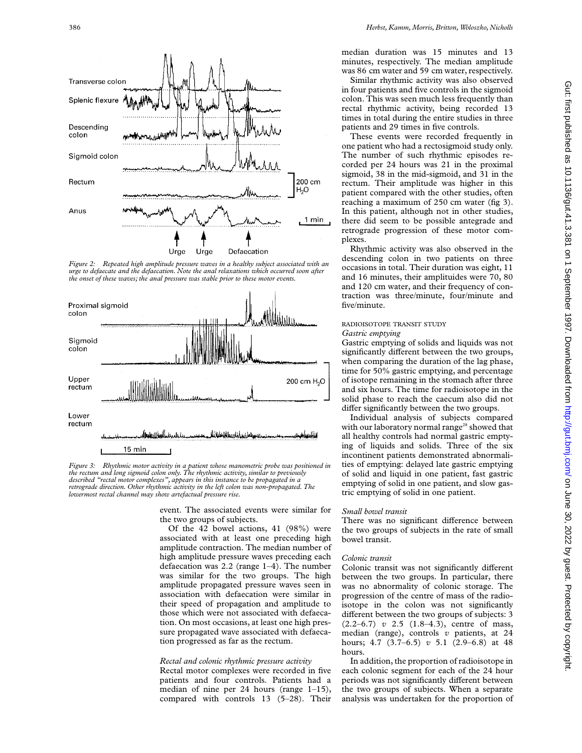Figure 2: Repeated high amplitude pressure waves in a healthy subject associated with an urge to defaecate and the defaecation. Note the anal relaxations which occurred soon after the onset of these waves; the anal pressure was stable prior to these motor events.

Figure 3: Rhythmic motor activity in a patient whose manometric probe was positioned in the rectum and long sigmoid colon only. The rhythmic activity, similar to previously described "rectal motor complexes", appears in this instance to be propagated in a retrograde direction. Other rhythmic activity in the left colon was non-propagated. The lowermost rectal channel may show artefactual pressure rise.

event. The associated events were similar for the two groups of subjects.

Of the 42 bowel actions, 41 (98%) were associated with at least one preceding high amplitude contraction. The median number of high amplitude pressure waves preceding each defaecation was 2.2 (range 1–4). The number was similar for the two groups. The high amplitude propagated pressure waves seen in association with defaecation were similar in their speed of propagation and amplitude to those which were not associated with defaecation. On most occasions, at least one high pressure propagated wave associated with defaecation progressed as far as the rectum.

*Rectal and colonic rhythmic pressure activity*

Rectal motor complexes were recorded in five patients and four controls. Patients had a median of nine per 24 hours (range 1–15), compared with controls 13 (5–28). Their median duration was 15 minutes and 13 minutes, respectively. The median amplitude was 86 cm water and 59 cm water, respectively.

Similar rhythmic activity was also observed in four patients and five controls in the sigmoid colon. This was seen much less frequently than rectal rhythmic activity, being recorded 13 times in total during the entire studies in three patients and 29 times in five controls.

These events were recorded frequently in one patient who had a rectosigmoid study only. The number of such rhythmic episodes recorded per 24 hours was 21 in the proximal sigmoid, 38 in the mid-sigmoid, and 31 in the rectum. Their amplitude was higher in this patient compared with the other studies, often reaching a maximum of 250 cm water (fig 3). In this patient, although not in other studies, there did seem to be possible antegrade and retrograde progression of these motor complexes.

Rhythmic activity was also observed in the descending colon in two patients on three occasions in total. Their duration was eight, 11 and 16 minutes, their amplituides were 70, 80 and 120 cm water, and their frequency of contraction was three/minute, four/minute and five/minute.

RADIOISOTOPE TRANSIT STUDY

*Gastric emptying*

Gastric emptying of solids and liquids was not significantly different between the two groups, when comparing the duration of the lag phase, time for 50% gastric emptying, and percentage of isotope remaining in the stomach after three and six hours. The time for radioisotope in the solid phase to reach the caecum also did not differ significantly between the two groups.

Individual analysis of subjects compared with our laboratory normal range[28] showed that all healthy controls had normal gastric emptying of liquids and solids. Three of the six incontinent patients demonstrated abnormalities of emptying: delayed late gastric emptying of solid and liquid in one patient, fast gastric emptying of solid in one patient, and slow gastric emptying of solid in one patient.

*Small bowel transit*

There was no significant difference between the two groups of subjects in the rate of small bowel transit.

*Colonic transit*

Colonic transit was not significantly different between the two groups. In particular, there was no abnormality of colonic storage. The progression of the centre of mass of the radioisotope in the colon was not significantly different between the two groups of subjects: 3 (2.2–6.7) *v* 2.5 (1.8–4.3), centre of mass, median (range), controls *v* patients, at 24 hours; 4.7 (3.7–6.5) *v* 5.1 (2.9–6.8) at 48 hours.

In addition, the proportion of radioisotope in each colonic segment for each of the 24 hour periods was not significantly different between the two groups of subjects. When a separate analysis was undertaken for the proportion of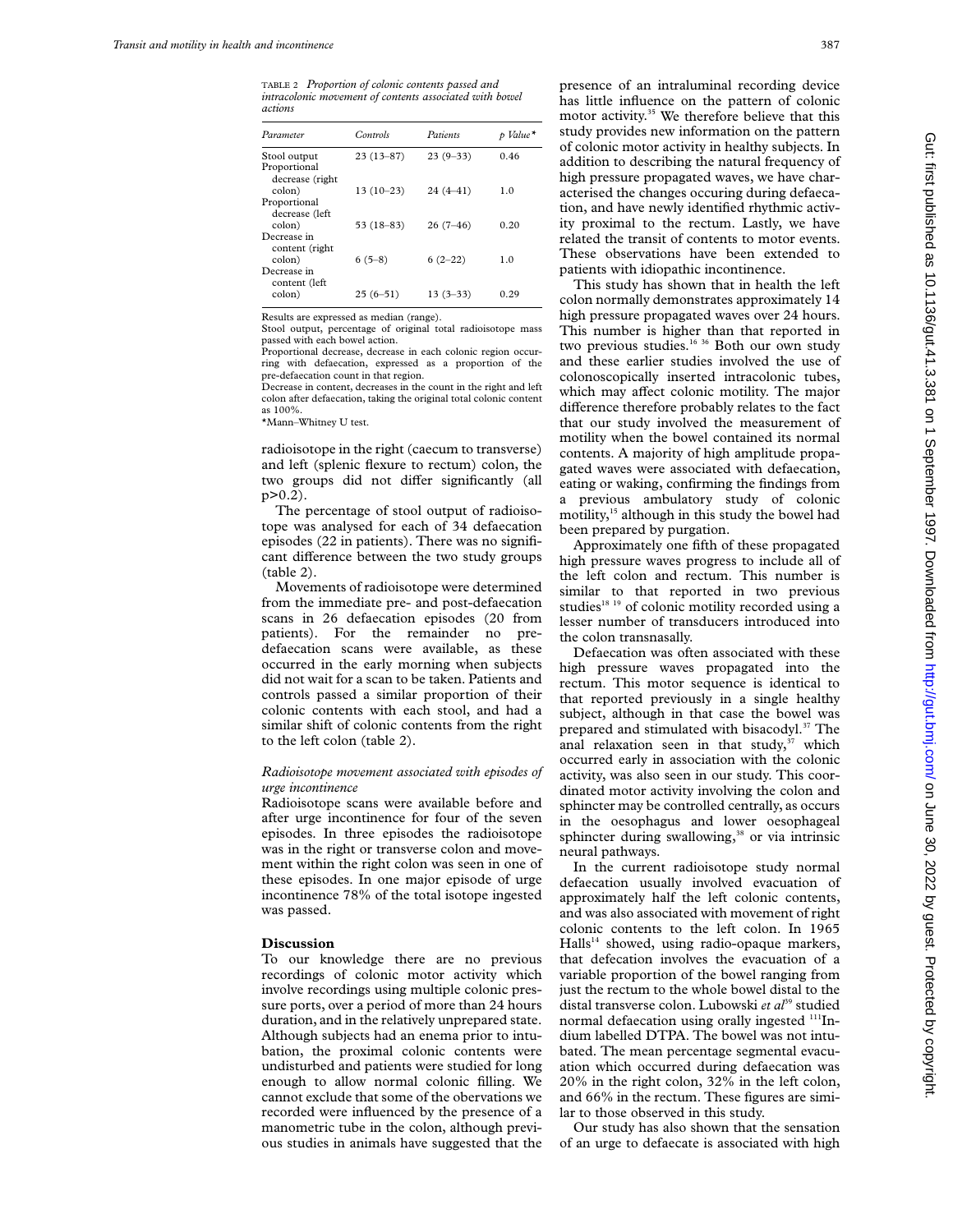TABLE 2 *Proportion of colonic contents passed and intracolonic movement of contents associated with bowel actions*

| Parameter | Controls | Patients | p Value* |
|---|---|---|---|
| Stool output | 23 (13–87) | 23 (9–33) | 0.46 |
| Proportional decrease (right colon) | 13 (10–23) | 24 (4–41) | 1.0 |
| Proportional decrease (left colon) | 53 (18–83) | 26 (7–46) | 0.20 |
| Decrease in content (right colon) | 6 (5–8) | 6 (2–22) | 1.0 |
| Decrease in content (left colon) | 25 (6–51) | 13 (3–33) | 0.29 |

Results are expressed as median (range).
Stool output, percentage of original total radioisotope mass passed with each bowel action.
Proportional decrease, decrease in each colonic region occurring with defaecation, expressed as a proportion of the pre-defaecation count in that region.
Decrease in content, decreases in the count in the right and left colon after defaecation, taking the original total colonic content as 100%.
*Mann–Whitney U test.

radioisotope in the right (caecum to transverse) and left (splenic flexure to rectum) colon, the two groups did not differ significantly (all $p>0.2$).

The percentage of stool output of radioisotope was analysed for each of 34 defaecation episodes (22 in patients). There was no significant difference between the two study groups (table 2).

Movements of radioisotope were determined from the immediate pre- and post-defaecation scans in 26 defaecation episodes (20 from patients). For the remainder no pre-defaecation scans were available, as these occurred in the early morning when subjects did not wait for a scan to be taken. Patients and controls passed a similar proportion of their colonic contents with each stool, and had a similar shift of colonic contents from the right to the left colon (table 2).

*Radioisotope movement associated with episodes of urge incontinence*

Radioisotope scans were available before and after urge incontinence for four of the seven episodes. In three episodes the radioisotope was in the right or transverse colon and movement within the right colon was seen in one of these episodes. In one major episode of urge incontinence 78% of the total isotope ingested was passed.

## Discussion

To our knowledge there are no previous recordings of colonic motor activity which involve recordings using multiple colonic pressure ports, over a period of more than 24 hours duration, and in the relatively unprepared state. Although subjects had an enema prior to intubation, the proximal colonic contents were undisturbed and patients were studied for long enough to allow normal colonic filling. We cannot exclude that some of the observations we recorded were influenced by the presence of a manometric tube in the colon, although previous studies in animals have suggested that the presence of an intraluminal recording device has little influence on the pattern of colonic motor activity.[35] We therefore believe that this study provides new information on the pattern of colonic motor activity in healthy subjects. In addition to describing the natural frequency of high pressure propagated waves, we have characterised the changes occuring during defaecation, and have newly identified rhythmic activity proximal to the rectum. Lastly, we have related the transit of contents to motor events. These observations have been extended to patients with idiopathic incontinence.

This study has shown that in health the left colon normally demonstrates approximately 14 high pressure propagated waves over 24 hours. This number is higher than that reported in two previous studies.[16 36] Both our own study and these earlier studies involved the use of colonoscopically inserted intracolonic tubes, which may affect colonic motility. The major difference therefore probably relates to the fact that our study involved the measurement of motility when the bowel contained its normal contents. A majority of high amplitude propagated waves were associated with defaecation, eating or waking, confirming the findings from a previous ambulatory study of colonic motility,[15] although in this study the bowel had been prepared by purgation.

Approximately one fifth of these propagated high pressure waves progress to include all of the left colon and rectum. This number is similar to that reported in two previous studies[18 19] of colonic motility recorded using a lesser number of transducers introduced into the colon transnasally.

Defaecation was often associated with these high pressure waves propagated into the rectum. This motor sequence is identical to that reported previously in a single healthy subject, although in that case the bowel was prepared and stimulated with bisacodyl.[37] The anal relaxation seen in that study,[37] which occurred early in association with the colonic activity, was also seen in our study. This coordinated motor activity involving the colon and sphincter may be controlled centrally, as occurs in the oesophagus and lower oesophageal sphincter during swallowing,[38] or via intrinsic neural pathways.

In the current radioisotope study normal defaecation usually involved evacuation of approximately half the left colonic contents, and was also associated with movement of right colonic contents to the left colon. In 1965 Halls[14] showed, using radio-opaque markers, that defecation involves the evacuation of a variable proportion of the bowel ranging from just the rectum to the whole bowel distal to the distal transverse colon. Lubowski *et al*[39] studied normal defaecation using orally ingested $^{111}$Indium labelled DTPA. The bowel was not intubated. The mean percentage segmental evacuation which occurred during defaecation was 20% in the right colon, 32% in the left colon, and 66% in the rectum. These figures are similar to those observed in this study.

Our study has also shown that the sensation of an urge to defaecate is associated with high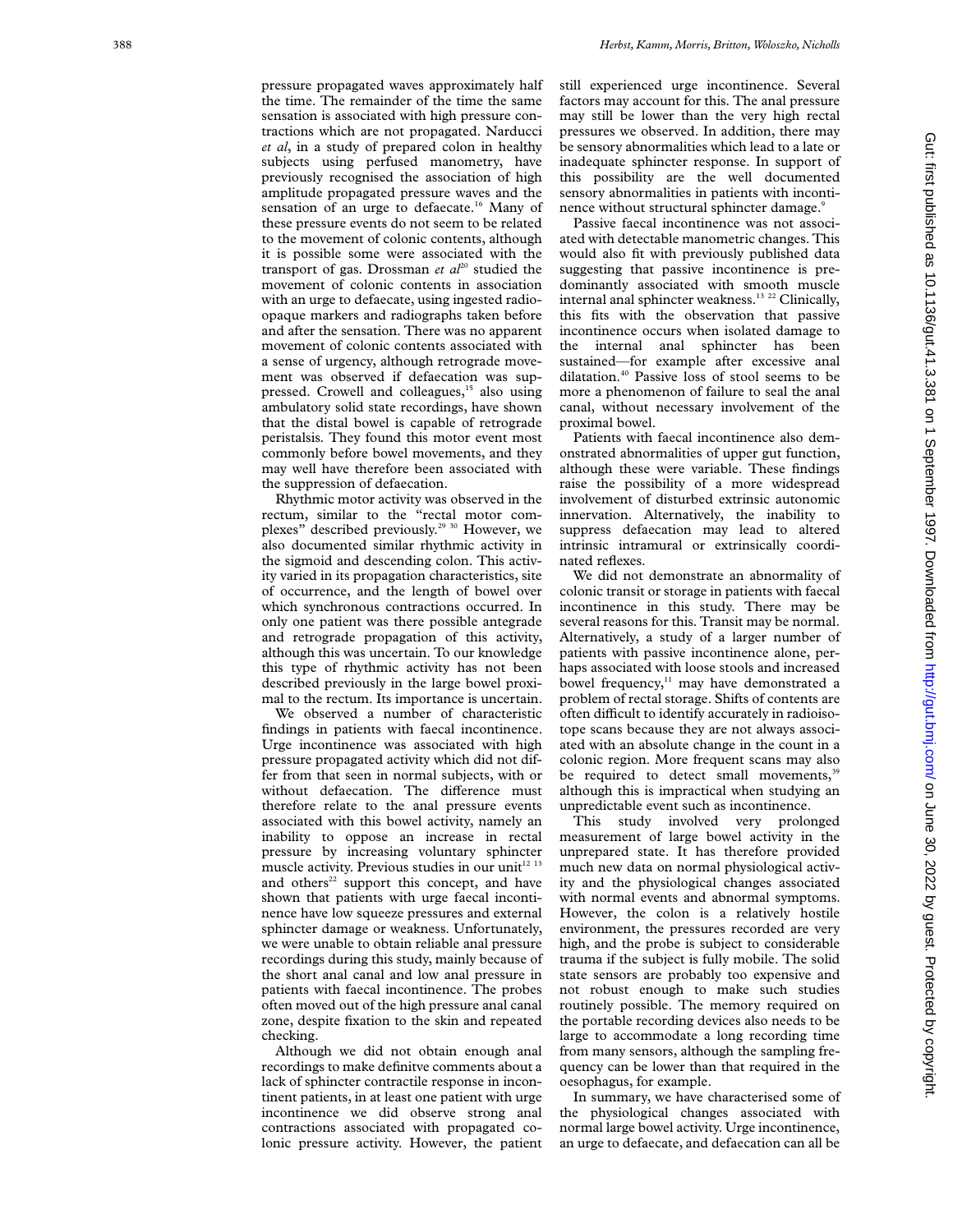pressure propagated waves approximately half the time. The remainder of the time the same sensation is associated with high pressure contractions which are not propagated. Narducci *et al*, in a study of prepared colon in healthy subjects using perfused manometry, have previously recognised the association of high amplitude propagated pressure waves and the sensation of an urge to defaecate.[16] Many of these pressure events do not seem to be related to the movement of colonic contents, although it is possible some were associated with the transport of gas. Drossman *et al*[20] studied the movement of colonic contents in association with an urge to defaecate, using ingested radio-opaque markers and radiographs taken before and after the sensation. There was no apparent movement of colonic contents associated with a sense of urgency, although retrograde movement was observed if defaecation was suppressed. Crowell and colleagues,[15] also using ambulatory solid state recordings, have shown that the distal bowel is capable of retrograde peristalsis. They found this motor event most commonly before bowel movements, and they may well have therefore been associated with the suppression of defaecation.

Rhythmic motor activity was observed in the rectum, similar to the "rectal motor complexes" described previously.[29 30] However, we also documented similar rhythmic activity in the sigmoid and descending colon. This activity varied in its propagation characteristics, site of occurrence, and the length of bowel over which synchronous contractions occurred. In only one patient was there possible antegrade and retrograde propagation of this activity, although this was uncertain. To our knowledge this type of rhythmic activity has not been described previously in the large bowel proximal to the rectum. Its importance is uncertain.

We observed a number of characteristic findings in patients with faecal incontinence. Urge incontinence was associated with high pressure propagated activity which did not differ from that seen in normal subjects, with or without defaecation. The difference must therefore relate to the anal pressure events associated with this bowel activity, namely an inability to oppose an increase in rectal pressure by increasing voluntary sphincter muscle activity. Previous studies in our unit[12 13] and others[22] support this concept, and have shown that patients with urge faecal incontinence have low squeeze pressures and external sphincter damage or weakness. Unfortunately, we were unable to obtain reliable anal pressure recordings during this study, mainly because of the short anal canal and low anal pressure in patients with faecal incontinence. The probes often moved out of the high pressure anal canal zone, despite fixation to the skin and repeated checking.

Although we did not obtain enough anal recordings to make definitve comments about a lack of sphincter contractile response in incontinent patients, in at least one patient with urge incontinence we did observe strong anal contractions associated with propagated colonic pressure activity. However, the patient still experienced urge incontinence. Several factors may account for this. The anal pressure may still be lower than the very high rectal pressures we observed. In addition, there may be sensory abnormalities which lead to a late or inadequate sphincter response. In support of this possibility are the well documented sensory abnormalities in patients with incontinence without structural sphincter damage.[9]

Passive faecal incontinence was not associated with detectable manometric changes. This would also fit with previously published data suggesting that passive incontinence is predominantly associated with smooth muscle internal anal sphincter weakness.[13 22] Clinically, this fits with the observation that passive incontinence occurs when isolated damage to the internal anal sphincter has been sustained—for example after excessive anal dilatation.[40] Passive loss of stool seems to be more a phenomenon of failure to seal the anal canal, without necessary involvement of the proximal bowel.

Patients with faecal incontinence also demonstrated abnormalities of upper gut function, although these were variable. These findings raise the possibility of a more widespread involvement of disturbed extrinsic autonomic innervation. Alternatively, the inability to suppress defaecation may lead to altered intrinsic intramural or extrinsically coordinated reflexes.

We did not demonstrate an abnormality of colonic transit or storage in patients with faecal incontinence in this study. There may be several reasons for this. Transit may be normal. Alternatively, a study of a larger number of patients with passive incontinence alone, perhaps associated with loose stools and increased bowel frequency,[11] may have demonstrated a problem of rectal storage. Shifts of contents are often difficult to identify accurately in radioisotope scans because they are not always associated with an absolute change in the count in a colonic region. More frequent scans may also be required to detect small movements,[39] although this is impractical when studying an unpredictable event such as incontinence.

This study involved very prolonged measurement of large bowel activity in the unprepared state. It has therefore provided much new data on normal physiological activity and the physiological changes associated with normal events and abnormal symptoms. However, the colon is a relatively hostile environment, the pressures recorded are very high, and the probe is subject to considerable trauma if the subject is fully mobile. The solid state sensors are probably too expensive and not robust enough to make such studies routinely possible. The memory required on the portable recording devices also needs to be large to accommodate a long recording time from many sensors, although the sampling frequency can be lower than that required in the oesophagus, for example.

In summary, we have characterised some of the physiological changes associated with normal large bowel activity. Urge incontinence, an urge to defaecate, and defaecation can all be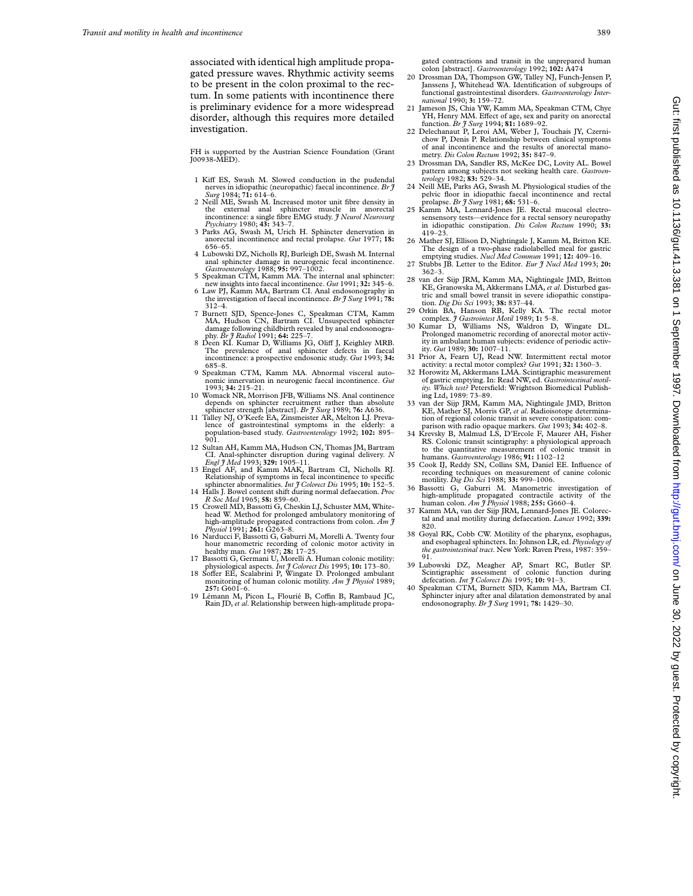associated with identical high amplitude propagated pressure waves. Rhythmic activity seems to be present in the colon proximal to the rectum. In some patients with incontinence there is preliminary evidence for a more widespread disorder, although this requires more detailed investigation.

FH is supported by the Austrian Science Foundation (Grant J00938-MED).

1. Kiff ES, Swash M. Slowed conduction in the pudendal nerves in idiopathic (neuropathic) faecal incontinence. *Br J Surg* 1984; **71:** 614–6.
2. Neill ME, Swash M. Increased motor unit fibre density in the external anal sphincter muscle in anorectal incontinence: a single fibre EMG study. *J Neurol Neurosurg Psychiatry* 1980; **43:** 343–7.
3. Parks AG, Swash M, Urich H. Sphincter denervation in anorectal incontinence and rectal prolapse. *Gut* 1977; **18:** 656–65.
4. Lubowski DZ, Nicholls RJ, Burleigh DE, Swash M. Internal anal sphincter damage in neurogenic fecal incontinence. *Gastroenterology* 1988; **95:** 997–1002.
5. Speakman CTM, Kamm MA. The internal anal sphincter: new insights into faecal incontinence. *Gut* 1991; **32:** 345–6.
6. Law PJ, Kamm MA, Bartram CI. Anal endosonography in the investigation of faecal incontinence. *Br J Surg* 1991; **78:** 312–4.
7. Burnett SJD, Spence-Jones C, Speakman CTM, Kamm MA, Hudson CN, Bartram CI. Unsuspected sphincter damage following childbirth revealed by anal endosonography. *Br J Radiol* 1991; **64:** 225–7.
8. Deen KI. Kumar D, Williams JG, Oliff J, Keighley MRB. The prevalence of anal sphincter defects in faecal incontinence: a prospective endosonic study. *Gut* 1993; **34:** 685–8.
9. Speakman CTM, Kamm MA. Abnormal visceral autonomic innervation in neurogenic faecal incontinence. *Gut* 1993; **34:** 215–21.
10. Womack NR, Morrison JFB, Williams NS. Anal continence depends on sphincter recruitment rather than absolute sphincter strength [abstract]. *Br J Surg* 1989; **76:** A636.
11. Talley NJ, O'Keefe EA, Zinsmeister AR, Melton LJ. Prevalence of gastrointestinal symptoms in the elderly: a population-based study. *Gastroenterology* 1992; **102:** 895–901.
12. Sultan AH, Kamm MA, Hudson CN, Thomas JM, Bartram CI. Anal-sphincter disruption during vaginal delivery. *N Engl J Med* 1993; **329:** 1905–11.
13. Engel AF, and Kamm MAK, Bartram CI, Nicholls RJ. Relationship of symptoms in fecal incontinence to specific sphincter abnormalities. *Int J Colorect Dis* 1995; **10:** 152–5.
14. Halls J. Bowel content shift during normal defaecation. *Proc R Soc Med* 1965; **58:** 859–60.
15. Crowell MD, Bassotti G, Cheskin LJ, Schuster MM, Whitehead W. Method for prolonged ambulatory monitoring of high-amplitude propagated contractions from colon. *Am J Physiol* 1991; **261:** G263–8.
16. Narducci F, Bassotti G, Gaburri M, Morelli A. Twenty four hour manometric recording of colonic motor activity in healthy man. *Gut* 1987; **28:** 17–25.
17. Bassotti G, Germani U, Morelli A. Human colonic motility: physiological aspects. *Int J Colorect Dis* 1995; **10:** 173–80.
18. Soffer EE, Scalabrini P, Wingate D. Prolonged ambulant monitoring of human colonic motility. *Am J Physiol* 1989; **257:** G601–6.
19. Lémann M, Picon L, Flourié B, Coffin B, Rambaud JC, Rain JD, *et al*. Relationship between high-amplitude propagated contractions and transit in the unprepared human colon [abstract]. *Gastroenterology* 1992; **102:** A474
20. Drossman DA, Thompson GW, Talley NJ, Funch-Jensen P, Janssens J, Whitehead WA. Identification of subgroups of functional gastrointestinal disorders. *Gastroenterology International* 1990; **3:** 159–72.
21. Jameson JS, Chia YW, Kamm MA, Speakman CTM, Chye YH, Henry MM. Effect of age, sex and parity on anorectal function. *Br J Surg* 1994; **81:** 1689–92.
22. Delechanaut P, Leroi AM, Weber J, Touchais JY, Czernichow P, Denis P. Relationship between clinical symptoms of anal incontinence and the results of anorectal manometry. *Dis Colon Rectum* 1992; **35:** 847–9.
23. Drossman DA, Sandler RS, McKee DC, Lovity AL. Bowel pattern among subjects not seeking health care. *Gastroenterology* 1982; **83:** 529–34.
24. Neill ME, Parks AG, Swash M. Physiological studies of the pelvic floor in idiopathic faecal incontinence and rectal prolapse. *Br J Surg* 1981; **68:** 531–6.
25. Kamm MA, Lennard-Jones JE. Rectal mucosal electrosensensory tests—evidence for a rectal sensory neuropathy in idiopathic constipation. *Dis Colon Rectum* 1990; **33:** 419–23.
26. Mather SJ, Ellison D, Nightingale J, Kamm M, Britton KE. The design of a two-phase radiolabelled meal for gastric emptying studies. *Nucl Med Commun* 1991; **12:** 409–16.
27. Stubbs JB. Letter to the Editor. *Eur J Nucl Med* 1993; **20:** 362–3.
28. van der Sijp JRM, Kamm MA, Nightingale JMD, Britton KE, Granowska M, Akkermans LMA, *et al*. Disturbed gastric and small bowel transit in severe idiopathic constipation. *Dig Dis Sci* 1993; **38:** 837–44.
29. Orkin BA, Hanson RB, Kelly KA. The rectal motor complex. *J Gastrointest Motil* 1989; **1:** 5–8.
30. Kumar D, Williams NS, Waldron D, Wingate DL. Prolonged manometric recording of anorectal motor activity in ambulant human subjects: evidence of periodic activity. *Gut* 1989; **30:** 1007–11.
31. Prior A, Fearn UJ, Read NW. Intermittent rectal motor activity: a rectal motor complex? *Gut* 1991; **32:** 1360–3.
32. Horowitz M, Akkermans LMA. Scintigraphic measurement of gastric emptying. In: Read NW, ed. *Gastrointestinal motility. Which test?* Petersfield: Wrightson Biomedical Publishing Ltd, 1989: 73–89.
33. van der Sijp JRM, Kamm MA, Nightingale JMD, Britton KE, Mather SJ, Morris GP, *et al*. Radioisotope determination of regional colonic transit in severe constipation: comparison with radio opaque markers. *Gut* 1993; **34:** 402–8.
34. Krevsky B, Malmud LS, D'Ercole F, Maurer AH, Fisher RS. Colonic transit scintigraphy: a physiological approach to the quantitative measurement of colonic transit in humans. *Gastroenterology* 1986; **91:** 1102–12
35. Cook IJ, Reddy SN, Collins SM, Daniel EE. Influence of recording techniques on measurement of canine colonic motility. *Dig Dis Sci* 1988; **33:** 999–1006.
36. Bassotti G, Gaburri M. Manometric investigation of high-amplitude propagated contractile activity of the human colon. *Am J Physiol* 1988; **255:** G660–4.
37. Kamm MA, van der Sijp JRM, Lennard-Jones JE. Colorectal and anal motility during defaecation. *Lancet* 1992; **339:** 820.
38. Goyal RK, Cobb CW. Motility of the pharynx, esophagus, and esophageal sphincters. In: Johnson LR, ed. *Physiology of the gastrointestinal tract*. New York: Raven Press, 1987: 359–91.
39. Lubowski DZ, Meagher AP, Smart RC, Butler SP. Scintigraphic assessment of colonic function during defecation. *Int J Colorect Dis* 1995; **10:** 91–3.
40. Speakman CTM, Burnett SJD, Kamm MA, Bartram CI. Sphincter injury after anal dilatation demonstrated by anal endosonography. *Br J Surg* 1991; **78:** 1429–30.